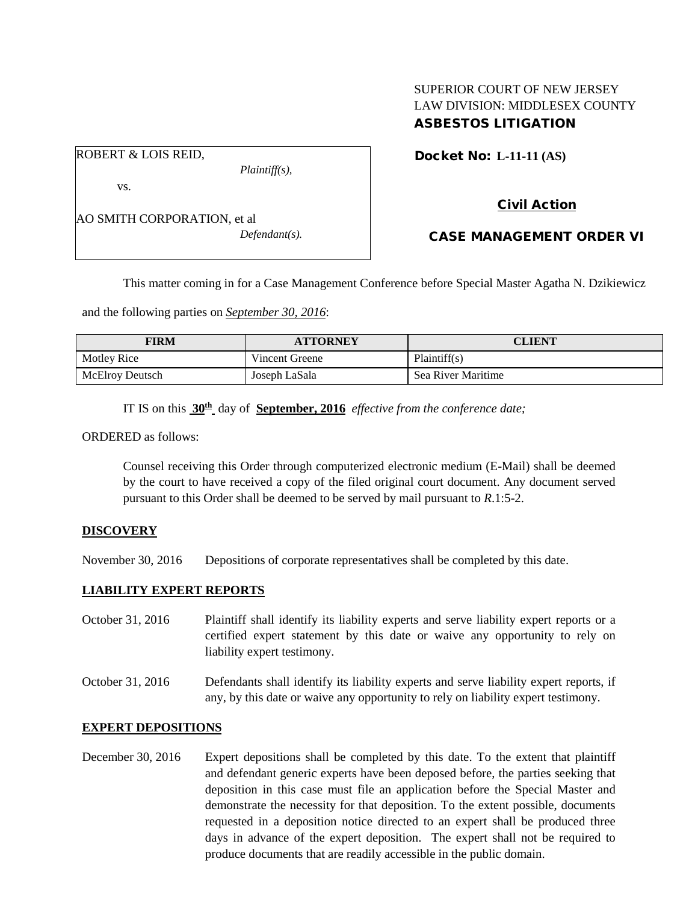SUPERIOR COURT OF NEW JERSEY
LAW DIVISION: MIDDLESEX COUNTY
**ASBESTOS LITIGATION**

ROBERT & LOIS REID,
*Plaintiff(s),*

vs.

AO SMITH CORPORATION, et al
*Defendant(s).*

**Docket No: L-11-11 (AS)**

**Civil Action**

**CASE MANAGEMENT ORDER VI**

This matter coming in for a Case Management Conference before Special Master Agatha N. Dzikiewicz and the following parties on ***September 30, 2016***:

| FIRM | ATTORNEY | CLIENT |
|---|---|---|
| Motley Rice | Vincent Greene | Plaintiff(s) |
| McElroy Deutsch | Joseph LaSala | Sea River Maritime |

IT IS on this **30th** day of **September, 2016** *effective from the conference date;*

ORDERED as follows:

Counsel receiving this Order through computerized electronic medium (E-Mail) shall be deemed by the court to have received a copy of the filed original court document. Any document served pursuant to this Order shall be deemed to be served by mail pursuant to *R*.1:5-2.

**DISCOVERY**

November 30, 2016 Depositions of corporate representatives shall be completed by this date.

**LIABILITY EXPERT REPORTS**

October 31, 2016 Plaintiff shall identify its liability experts and serve liability expert reports or a certified expert statement by this date or waive any opportunity to rely on liability expert testimony.

October 31, 2016 Defendants shall identify its liability experts and serve liability expert reports, if any, by this date or waive any opportunity to rely on liability expert testimony.

**EXPERT DEPOSITIONS**

December 30, 2016 Expert depositions shall be completed by this date. To the extent that plaintiff and defendant generic experts have been deposed before, the parties seeking that deposition in this case must file an application before the Special Master and demonstrate the necessity for that deposition. To the extent possible, documents requested in a deposition notice directed to an expert shall be produced three days in advance of the expert deposition. The expert shall not be required to produce documents that are readily accessible in the public domain.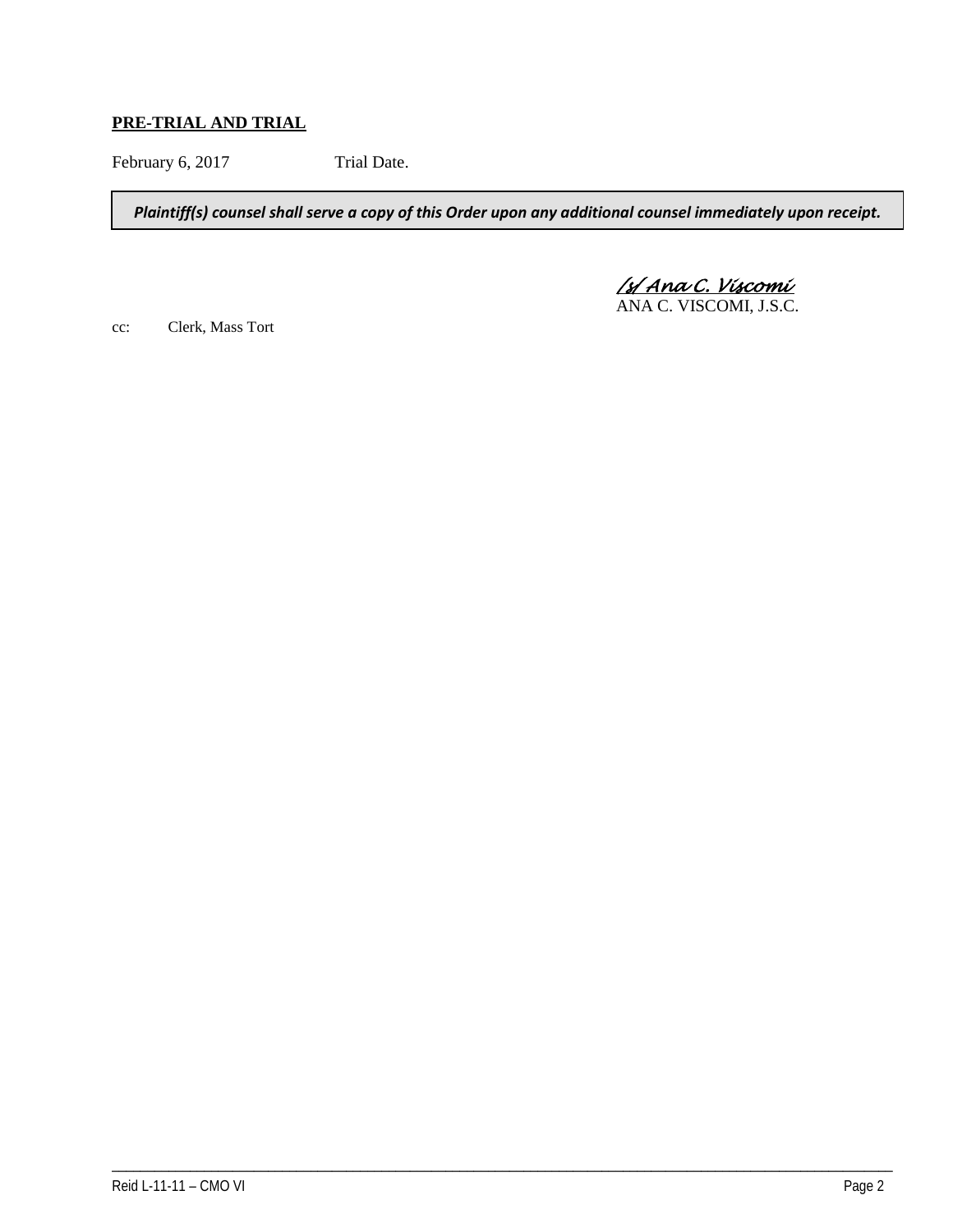**PRE-TRIAL AND TRIAL**

February 6, 2017 Trial Date.

***Plaintiff(s) counsel shall serve a copy of this Order upon any additional counsel immediately upon receipt.***

/s/ Ana C. Viscomi
ANA C. VISCOMI, J.S.C.

cc: Clerk, Mass Tort